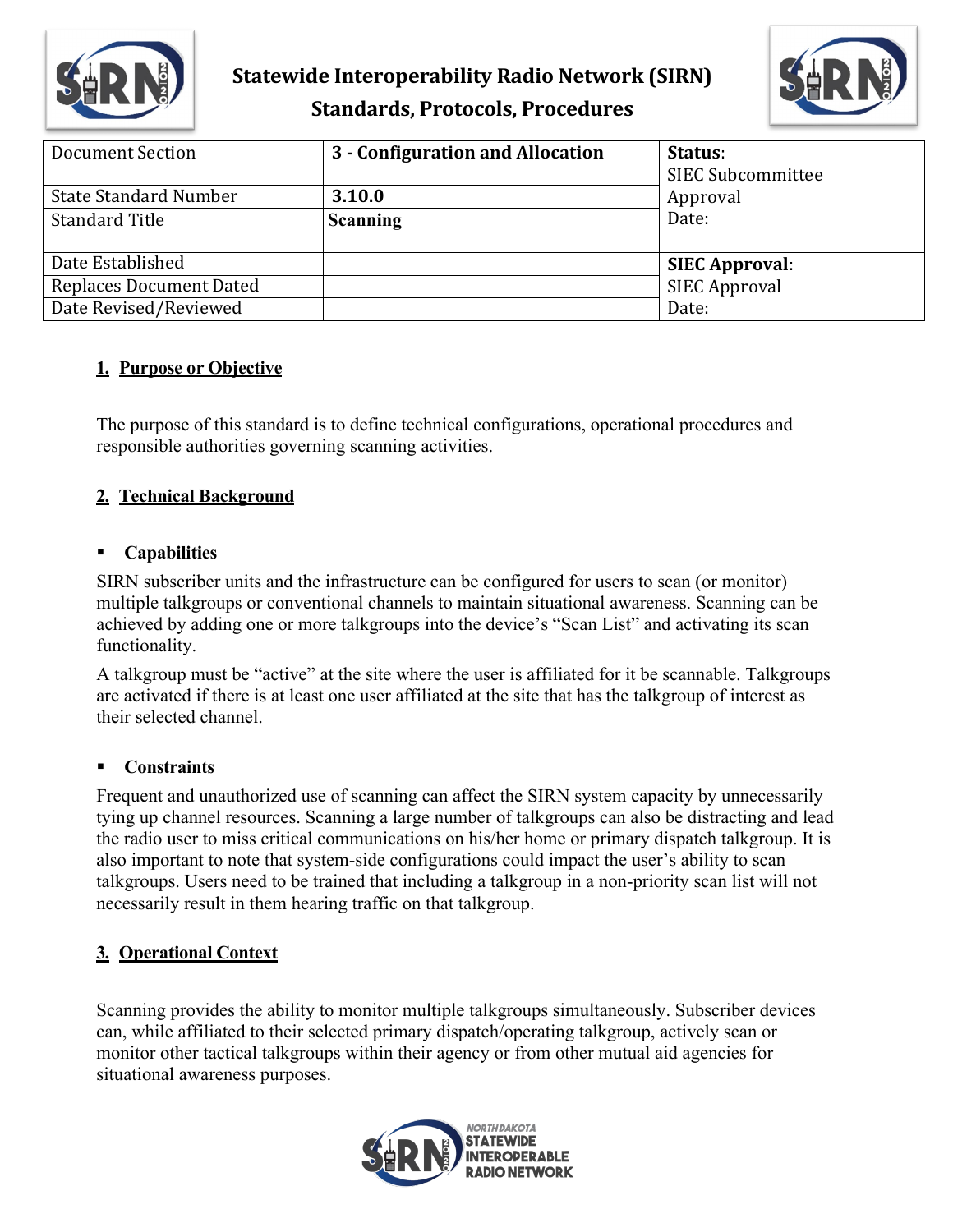# Statewide Interoperability Radio Network (SIRN)
# Standards, Protocols, Procedures

| Document Section | 3 - Configuration and Allocation | Status: SIEC Subcommittee Approval Date: |
|---|---|---|
| State Standard Number | 3.10.0 | |
| Standard Title | Scanning | |
| Date Established | | SIEC Approval: SIEC Approval Date: |
| Replaces Document Dated | | |
| Date Revised/Reviewed | | |

## 1. Purpose or Objective

The purpose of this standard is to define technical configurations, operational procedures and responsible authorities governing scanning activities.

## 2. Technical Background

- **Capabilities**

SIRN subscriber units and the infrastructure can be configured for users to scan (or monitor) multiple talkgroups or conventional channels to maintain situational awareness. Scanning can be achieved by adding one or more talkgroups into the device's "Scan List" and activating its scan functionality.

A talkgroup must be "active" at the site where the user is affiliated for it be scannable. Talkgroups are activated if there is at least one user affiliated at the site that has the talkgroup of interest as their selected channel.

- **Constraints**

Frequent and unauthorized use of scanning can affect the SIRN system capacity by unnecessarily tying up channel resources. Scanning a large number of talkgroups can also be distracting and lead the radio user to miss critical communications on his/her home or primary dispatch talkgroup. It is also important to note that system-side configurations could impact the user's ability to scan talkgroups. Users need to be trained that including a talkgroup in a non-priority scan list will not necessarily result in them hearing traffic on that talkgroup.

## 3. Operational Context

Scanning provides the ability to monitor multiple talkgroups simultaneously. Subscriber devices can, while affiliated to their selected primary dispatch/operating talkgroup, actively scan or monitor other tactical talkgroups within their agency or from other mutual aid agencies for situational awareness purposes.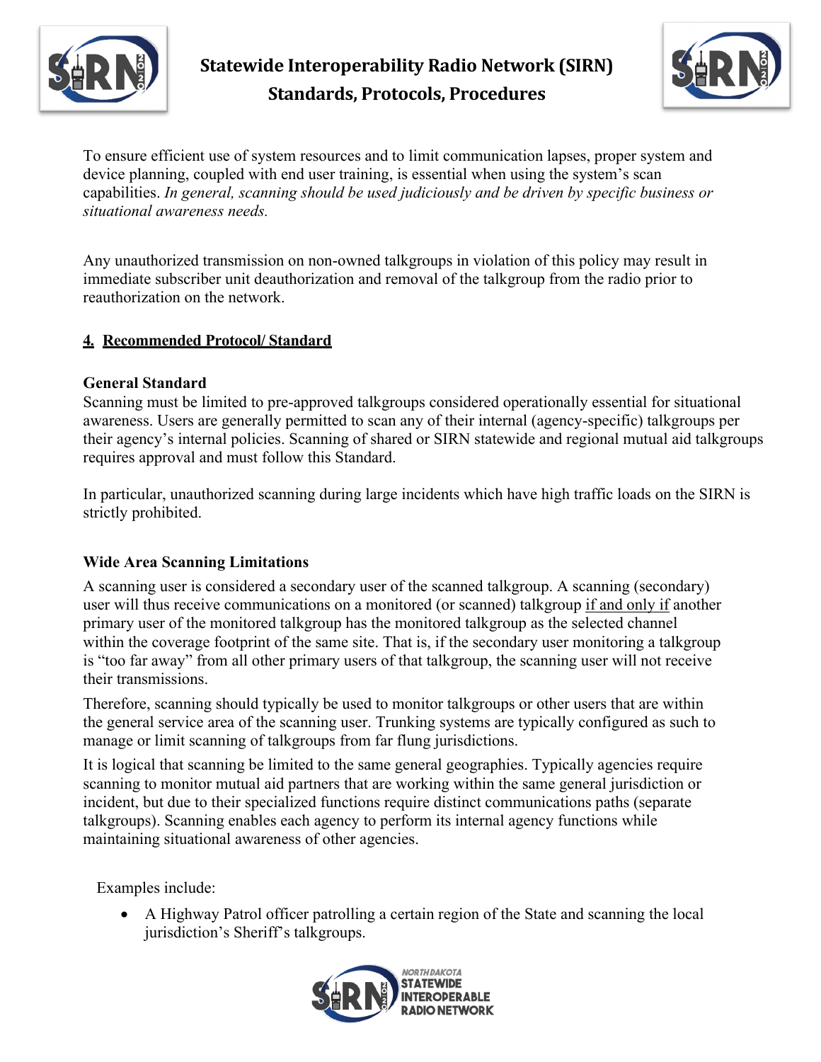To ensure efficient use of system resources and to limit communication lapses, proper system and device planning, coupled with end user training, is essential when using the system's scan capabilities. *In general, scanning should be used judiciously and be driven by specific business or situational awareness needs.*

Any unauthorized transmission on non-owned talkgroups in violation of this policy may result in immediate subscriber unit deauthorization and removal of the talkgroup from the radio prior to reauthorization on the network.

## 4. Recommended Protocol/ Standard

**General Standard**

Scanning must be limited to pre-approved talkgroups considered operationally essential for situational awareness. Users are generally permitted to scan any of their internal (agency-specific) talkgroups per their agency's internal policies. Scanning of shared or SIRN statewide and regional mutual aid talkgroups requires approval and must follow this Standard.

In particular, unauthorized scanning during large incidents which have high traffic loads on the SIRN is strictly prohibited.

**Wide Area Scanning Limitations**

A scanning user is considered a secondary user of the scanned talkgroup. A scanning (secondary) user will thus receive communications on a monitored (or scanned) talkgroup <u>if and only if</u> another primary user of the monitored talkgroup has the monitored talkgroup as the selected channel within the coverage footprint of the same site. That is, if the secondary user monitoring a talkgroup is "too far away" from all other primary users of that talkgroup, the scanning user will not receive their transmissions.

Therefore, scanning should typically be used to monitor talkgroups or other users that are within the general service area of the scanning user. Trunking systems are typically configured as such to manage or limit scanning of talkgroups from far flung jurisdictions.

It is logical that scanning be limited to the same general geographies. Typically agencies require scanning to monitor mutual aid partners that are working within the same general jurisdiction or incident, but due to their specialized functions require distinct communications paths (separate talkgroups). Scanning enables each agency to perform its internal agency functions while maintaining situational awareness of other agencies.

Examples include:

- A Highway Patrol officer patrolling a certain region of the State and scanning the local jurisdiction's Sheriff's talkgroups.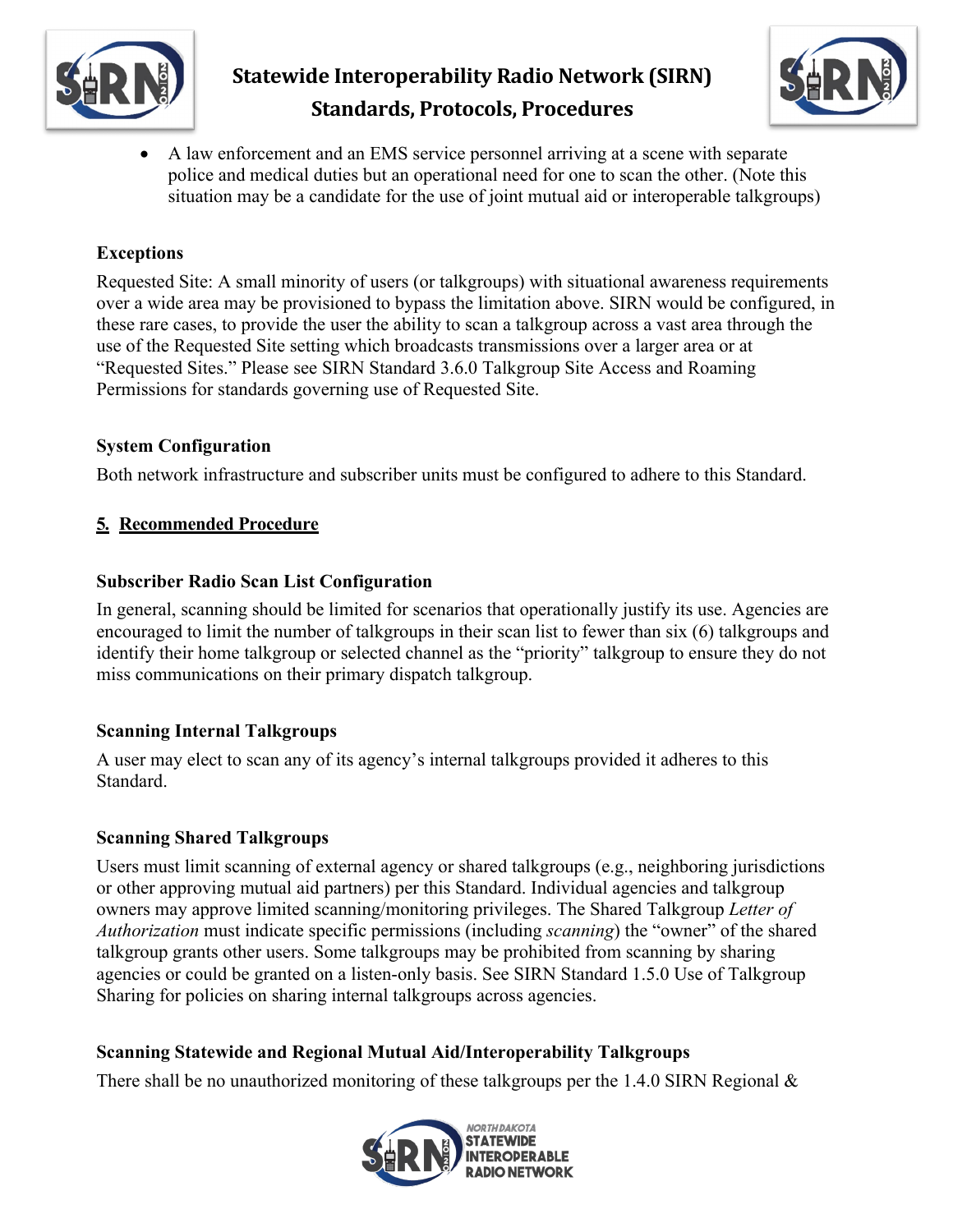- A law enforcement and an EMS service personnel arriving at a scene with separate police and medical duties but an operational need for one to scan the other. (Note this situation may be a candidate for the use of joint mutual aid or interoperable talkgroups)

**Exceptions**

Requested Site: A small minority of users (or talkgroups) with situational awareness requirements over a wide area may be provisioned to bypass the limitation above. SIRN would be configured, in these rare cases, to provide the user the ability to scan a talkgroup across a vast area through the use of the Requested Site setting which broadcasts transmissions over a larger area or at "Requested Sites." Please see SIRN Standard 3.6.0 Talkgroup Site Access and Roaming Permissions for standards governing use of Requested Site.

**System Configuration**

Both network infrastructure and subscriber units must be configured to adhere to this Standard.

## 5. Recommended Procedure

**Subscriber Radio Scan List Configuration**

In general, scanning should be limited for scenarios that operationally justify its use. Agencies are encouraged to limit the number of talkgroups in their scan list to fewer than six (6) talkgroups and identify their home talkgroup or selected channel as the "priority" talkgroup to ensure they do not miss communications on their primary dispatch talkgroup.

**Scanning Internal Talkgroups**

A user may elect to scan any of its agency's internal talkgroups provided it adheres to this Standard.

**Scanning Shared Talkgroups**

Users must limit scanning of external agency or shared talkgroups (e.g., neighboring jurisdictions or other approving mutual aid partners) per this Standard. Individual agencies and talkgroup owners may approve limited scanning/monitoring privileges. The Shared Talkgroup *Letter of Authorization* must indicate specific permissions (including *scanning*) the "owner" of the shared talkgroup grants other users. Some talkgroups may be prohibited from scanning by sharing agencies or could be granted on a listen-only basis. See SIRN Standard 1.5.0 Use of Talkgroup Sharing for policies on sharing internal talkgroups across agencies.

**Scanning Statewide and Regional Mutual Aid/Interoperability Talkgroups**

There shall be no unauthorized monitoring of these talkgroups per the 1.4.0 SIRN Regional &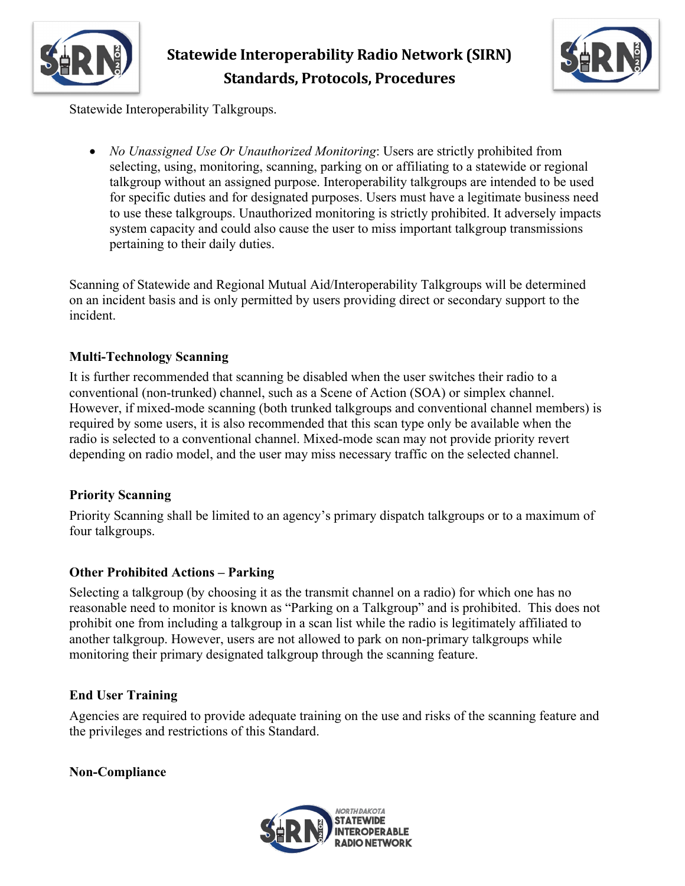Statewide Interoperability Talkgroups.

- *No Unassigned Use Or Unauthorized Monitoring*: Users are strictly prohibited from selecting, using, monitoring, scanning, parking on or affiliating to a statewide or regional talkgroup without an assigned purpose. Interoperability talkgroups are intended to be used for specific duties and for designated purposes. Users must have a legitimate business need to use these talkgroups. Unauthorized monitoring is strictly prohibited. It adversely impacts system capacity and could also cause the user to miss important talkgroup transmissions pertaining to their daily duties.

Scanning of Statewide and Regional Mutual Aid/Interoperability Talkgroups will be determined on an incident basis and is only permitted by users providing direct or secondary support to the incident.

### Multi-Technology Scanning

It is further recommended that scanning be disabled when the user switches their radio to a conventional (non-trunked) channel, such as a Scene of Action (SOA) or simplex channel. However, if mixed-mode scanning (both trunked talkgroups and conventional channel members) is required by some users, it is also recommended that this scan type only be available when the radio is selected to a conventional channel. Mixed-mode scan may not provide priority revert depending on radio model, and the user may miss necessary traffic on the selected channel.

### Priority Scanning

Priority Scanning shall be limited to an agency's primary dispatch talkgroups or to a maximum of four talkgroups.

### Other Prohibited Actions – Parking

Selecting a talkgroup (by choosing it as the transmit channel on a radio) for which one has no reasonable need to monitor is known as "Parking on a Talkgroup" and is prohibited. This does not prohibit one from including a talkgroup in a scan list while the radio is legitimately affiliated to another talkgroup. However, users are not allowed to park on non-primary talkgroups while monitoring their primary designated talkgroup through the scanning feature.

### End User Training

Agencies are required to provide adequate training on the use and risks of the scanning feature and the privileges and restrictions of this Standard.

### Non-Compliance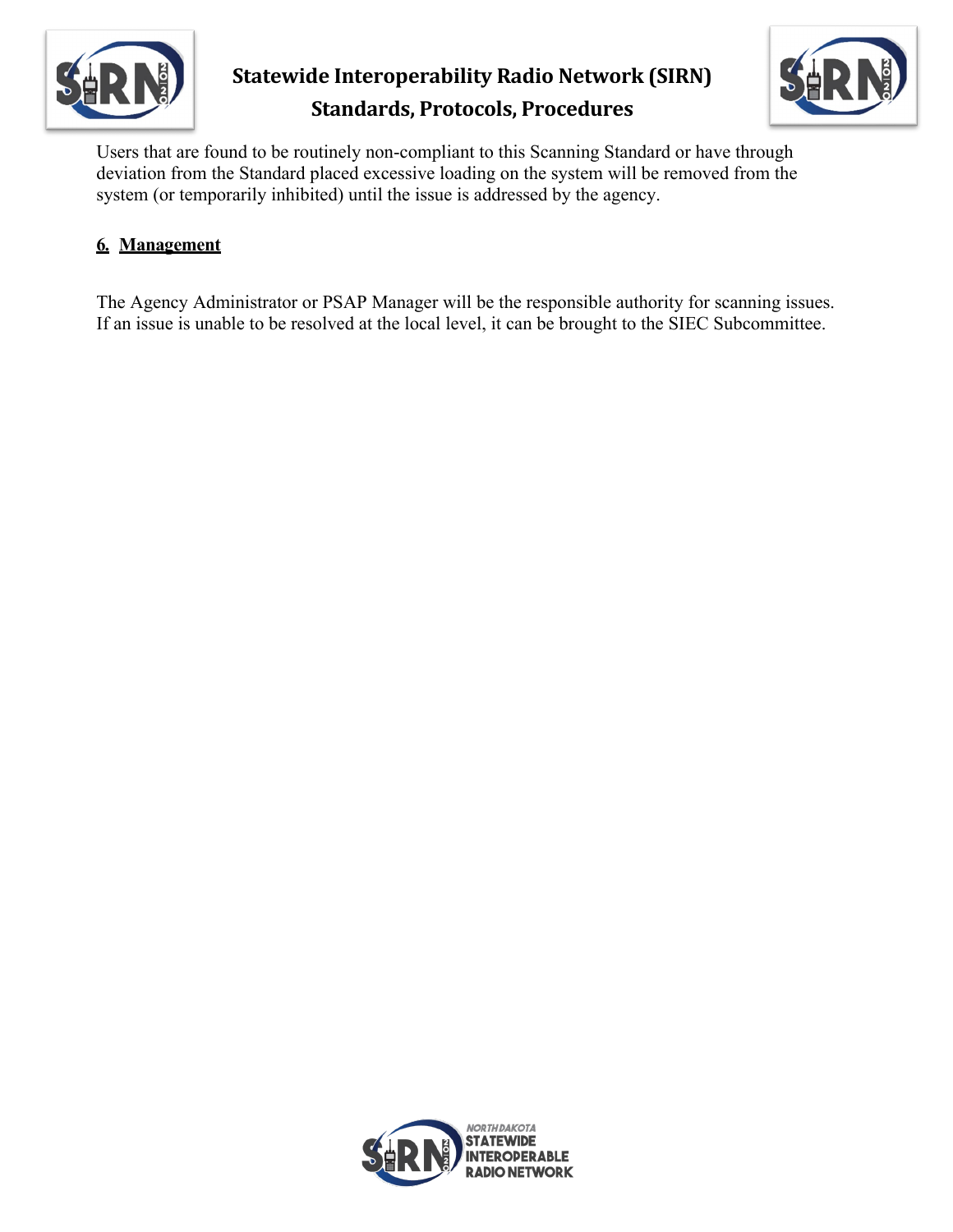Users that are found to be routinely non-compliant to this Scanning Standard or have through deviation from the Standard placed excessive loading on the system will be removed from the system (or temporarily inhibited) until the issue is addressed by the agency.

## 6. Management

The Agency Administrator or PSAP Manager will be the responsible authority for scanning issues. If an issue is unable to be resolved at the local level, it can be brought to the SIEC Subcommittee.